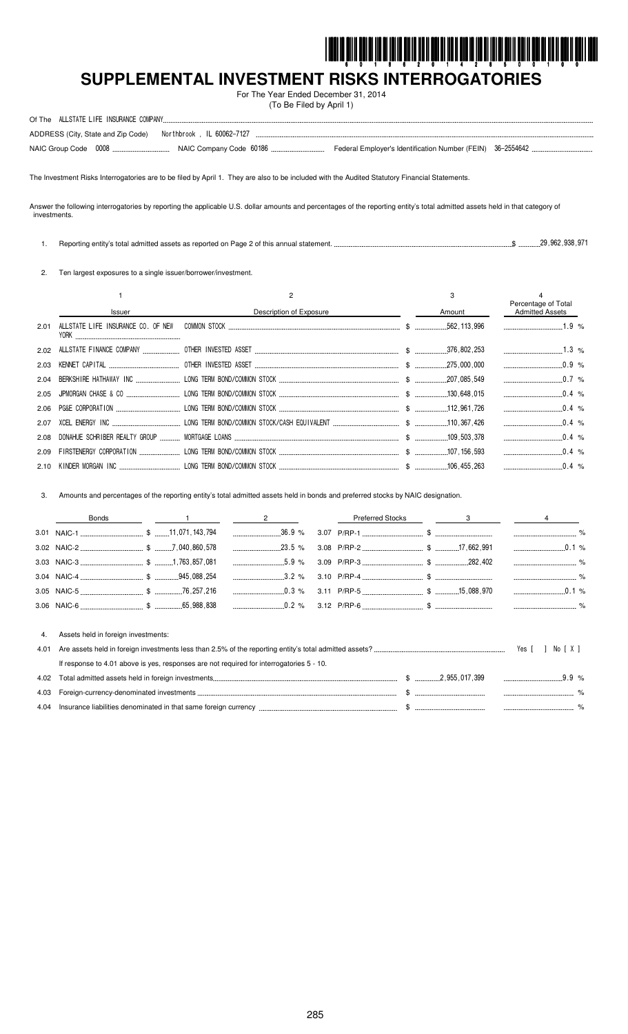# SUPPLEMENTAL INVESTMENT RISKS INTERROGATORIES

For The Year Ended December 31, 2014
(To Be Filed by April 1)

Of The ALLSTATE LIFE INSURANCE COMPANY

ADDRESS (City, State and Zip Code) Northbrook , IL 60062-7127

NAIC Group Code 0008 NAIC Company Code 60186 Federal Employer's Identification Number (FEIN) 36-2554642

The Investment Risks Interrogatories are to be filed by April 1. They are also to be included with the Audited Statutory Financial Statements.

Answer the following interrogatories by reporting the applicable U.S. dollar amounts and percentages of the reporting entity's total admitted assets held in that category of investments.

1. Reporting entity's total admitted assets as reported on Page 2 of this annual statement. $ 29,962,938,971

2. Ten largest exposures to a single issuer/borrower/investment.

| | 1 | 2 | 3 | 4 |
|---|---|---|---|---|
| | Issuer | Description of Exposure | Amount | Percentage of Total Admitted Assets |
| 2.01 | ALLSTATE LIFE INSURANCE CO. OF NEW YORK | COMMON STOCK | $ 562,113,996 | 1.9 % |
| 2.02 | ALLSTATE FINANCE COMPANY | OTHER INVESTED ASSET | $ 376,802,253 | 1.3 % |
| 2.03 | KENNET CAPITAL | OTHER INVESTED ASSET | $ 275,000,000 | 0.9 % |
| 2.04 | BERKSHIRE HATHAWAY INC | LONG TERM BOND/COMMON STOCK | $ 207,085,549 | 0.7 % |
| 2.05 | JPMORGAN CHASE & CO | LONG TERM BOND/COMMON STOCK | $ 130,648,015 | 0.4 % |
| 2.06 | PG&E CORPORATION | LONG TERM BOND/COMMON STOCK | $ 112,961,726 | 0.4 % |
| 2.07 | XCEL ENERGY INC | LONG TERM BOND/COMMON STOCK/CASH EQUIVALENT | $ 110,367,426 | 0.4 % |
| 2.08 | DONAHUE SCHRIBER REALTY GROUP | MORTGAGE LOANS | $ 109,503,378 | 0.4 % |
| 2.09 | FIRSTENERGY CORPORATION | LONG TERM BOND/COMMON STOCK | $ 107,156,593 | 0.4 % |
| 2.10 | KINDER MORGAN INC | LONG TERM BOND/COMMON STOCK | $ 106,455,263 | 0.4 % |

3. Amounts and percentages of the reporting entity's total admitted assets held in bonds and preferred stocks by NAIC designation.

| | Bonds | 1 | 2 | | Preferred Stocks | 3 | 4 |
|---|---|---|---|---|---|---|---|
| 3.01 | NAIC-1 | $ 11,071,143,794 | 36.9 % | 3.07 | P/RP-1 | $ | % |
| 3.02 | NAIC-2 | $ 7,040,860,578 | 23.5 % | 3.08 | P/RP-2 | $ 17,662,991 | 0.1 % |
| 3.03 | NAIC-3 | $ 1,763,857,081 | 5.9 % | 3.09 | P/RP-3 | $ 282,402 | % |
| 3.04 | NAIC-4 | $ 945,088,254 | 3.2 % | 3.10 | P/RP-4 | $ | % |
| 3.05 | NAIC-5 | $ 76,257,216 | 0.3 % | 3.11 | P/RP-5 | $ 15,088,970 | 0.1 % |
| 3.06 | NAIC-6 | $ 65,988,838 | 0.2 % | 3.12 | P/RP-6 | $ | % |

4. Assets held in foreign investments:

4.01 Are assets held in foreign investments less than 2.5% of the reporting entity's total admitted assets? Yes [ ] No [ X ]

If response to 4.01 above is yes, responses are not required for interrogatories 5 - 10.

| | | | |
|---|---|---|---|
| 4.02 | Total admitted assets held in foreign investments | $ 2,955,017,399 | 9.9 % |
| 4.03 | Foreign-currency-denominated investments | $ | % |
| 4.04 | Insurance liabilities denominated in that same foreign currency | $ | % |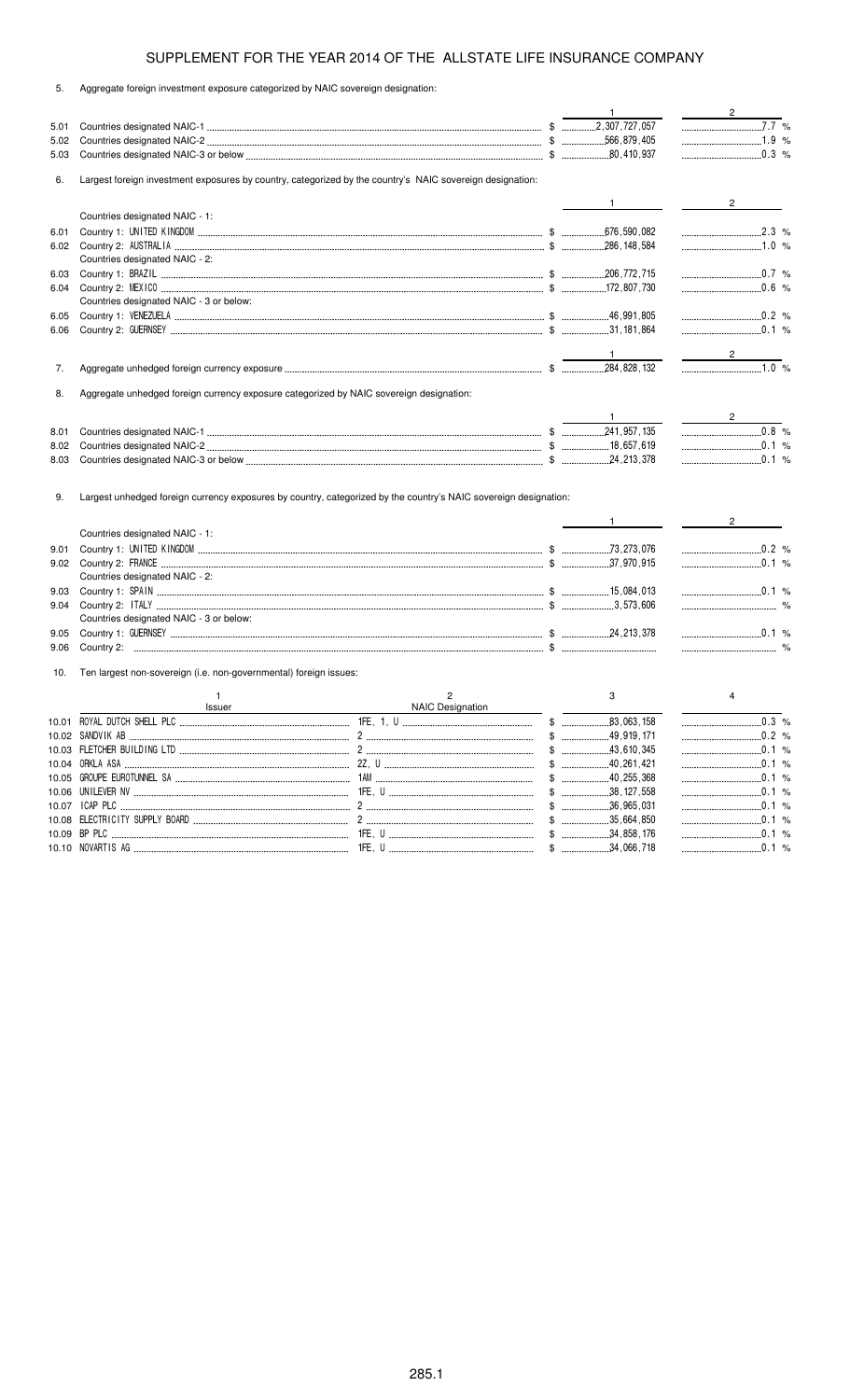SUPPLEMENT FOR THE YEAR 2014 OF THE ALLSTATE LIFE INSURANCE COMPANY

5. Aggregate foreign investment exposure categorized by NAIC sovereign designation:

| | | 1 | 2 |
|---|---|---|---|
| 5.01 | Countries designated NAIC-1 | $ 2,307,727,057 | 7.7 % |
| 5.02 | Countries designated NAIC-2 | $ 566,879,405 | 1.9 % |
| 5.03 | Countries designated NAIC-3 or below | $ 80,410,937 | 0.3 % |

6. Largest foreign investment exposures by country, categorized by the country's NAIC sovereign designation:

| | | 1 | 2 |
|---|---|---|---|
| | Countries designated NAIC - 1: | | |
| 6.01 | Country 1: UNITED KINGDOM | $ 676,590,082 | 2.3 % |
| 6.02 | Country 2: AUSTRALIA | $ 286,148,584 | 1.0 % |
| | Countries designated NAIC - 2: | | |
| 6.03 | Country 1: BRAZIL | $ 206,772,715 | 0.7 % |
| 6.04 | Country 2: MEXICO | $ 172,807,730 | 0.6 % |
| | Countries designated NAIC - 3 or below: | | |
| 6.05 | Country 1: VENEZUELA | $ 46,991,805 | 0.2 % |
| 6.06 | Country 2: GUERNSEY | $ 31,181,864 | 0.1 % |

| | | 1 | 2 |
|---|---|---|---|
| 7. | Aggregate unhedged foreign currency exposure | $ 284,828,132 | 1.0 % |

8. Aggregate unhedged foreign currency exposure categorized by NAIC sovereign designation:

| | | 1 | 2 |
|---|---|---|---|
| 8.01 | Countries designated NAIC-1 | $ 241,957,135 | 0.8 % |
| 8.02 | Countries designated NAIC-2 | $ 18,657,619 | 0.1 % |
| 8.03 | Countries designated NAIC-3 or below | $ 24,213,378 | 0.1 % |

9. Largest unhedged foreign currency exposures by country, categorized by the country's NAIC sovereign designation:

| | | 1 | 2 |
|---|---|---|---|
| | Countries designated NAIC - 1: | | |
| 9.01 | Country 1: UNITED KINGDOM | $ 73,273,076 | 0.2 % |
| 9.02 | Country 2: FRANCE | $ 37,970,915 | 0.1 % |
| | Countries designated NAIC - 2: | | |
| 9.03 | Country 1: SPAIN | $ 15,084,013 | 0.1 % |
| 9.04 | Country 2: ITALY | $ 3,573,606 | % |
| | Countries designated NAIC - 3 or below: | | |
| 9.05 | Country 1: GUERNSEY | $ 24,213,378 | 0.1 % |
| 9.06 | Country 2: | $ | % |

10. Ten largest non-sovereign (i.e. non-governmental) foreign issues:

| | 1<br>Issuer | 2<br>NAIC Designation | 3 | 4 |
|---|---|---|---|---|
| 10.01 | ROYAL DUTCH SHELL PLC | 1FE, 1, U | $ 83,063,158 | 0.3 % |
| 10.02 | SANDVIK AB | 2 | $ 49,919,171 | 0.2 % |
| 10.03 | FLETCHER BUILDING LTD | 2 | $ 43,610,345 | 0.1 % |
| 10.04 | ORKLA ASA | 2Z, U | $ 40,261,421 | 0.1 % |
| 10.05 | GROUPE EUROTUNNEL SA | 1AM | $ 40,255,368 | 0.1 % |
| 10.06 | UNILEVER NV | 1FE, U | $ 38,127,558 | 0.1 % |
| 10.07 | ICAP PLC | 2 | $ 36,965,031 | 0.1 % |
| 10.08 | ELECTRICITY SUPPLY BOARD | 2 | $ 35,664,850 | 0.1 % |
| 10.09 | BP PLC | 1FE, U | $ 34,858,176 | 0.1 % |
| 10.10 | NOVARTIS AG | 1FE, U | $ 34,066,718 | 0.1 % |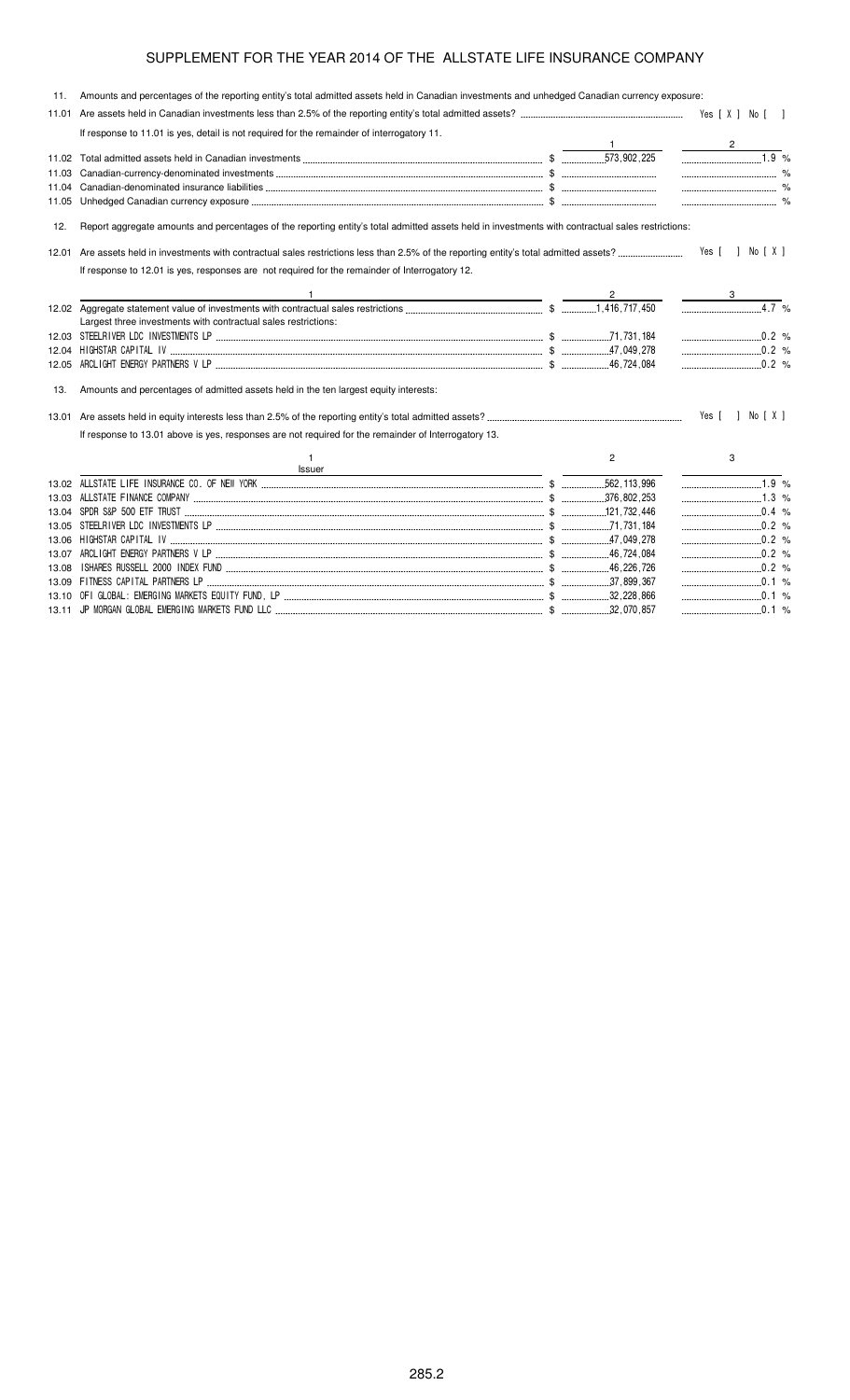# SUPPLEMENT FOR THE YEAR 2014 OF THE ALLSTATE LIFE INSURANCE COMPANY

11. Amounts and percentages of the reporting entity's total admitted assets held in Canadian investments and unhedged Canadian currency exposure:

11.01 Are assets held in Canadian investments less than 2.5% of the reporting entity's total admitted assets? Yes [ X ] No [ ]

If response to 11.01 is yes, detail is not required for the remainder of interrogatory 11.

| | | 1 | 2 |
|---|---|---|---|
| 11.02 | Total admitted assets held in Canadian investments | $ 573,902,225 | 1.9 % |
| 11.03 | Canadian-currency-denominated investments | $ | % |
| 11.04 | Canadian-denominated insurance liabilities | $ | % |
| 11.05 | Unhedged Canadian currency exposure | $ | % |

12. Report aggregate amounts and percentages of the reporting entity's total admitted assets held in investments with contractual sales restrictions:

12.01 Are assets held in investments with contractual sales restrictions less than 2.5% of the reporting entity's total admitted assets? Yes [ ] No [ X ]

If response to 12.01 is yes, responses are not required for the remainder of Interrogatory 12.

| | 1 | 2 | 3 |
|---|---|---|---|
| 12.02 | Aggregate statement value of investments with contractual sales restrictions | $ 1,416,717,450 | 4.7 % |
| | Largest three investments with contractual sales restrictions: | | |
| 12.03 | STEELRIVER LDC INVESTMENTS LP | $ 71,731,184 | 0.2 % |
| 12.04 | HIGHSTAR CAPITAL IV | $ 47,049,278 | 0.2 % |
| 12.05 | ARCLIGHT ENERGY PARTNERS V LP | $ 46,724,084 | 0.2 % |

13. Amounts and percentages of admitted assets held in the ten largest equity interests:

13.01 Are assets held in equity interests less than 2.5% of the reporting entity's total admitted assets? Yes [ ] No [ X ]

If response to 13.01 above is yes, responses are not required for the remainder of Interrogatory 13.

| | 1<br>Issuer | 2 | 3 |
|---|---|---|---|
| 13.02 | ALLSTATE LIFE INSURANCE CO. OF NEW YORK | $ 562,113,996 | 1.9 % |
| 13.03 | ALLSTATE FINANCE COMPANY | $ 376,802,253 | 1.3 % |
| 13.04 | SPDR S&P 500 ETF TRUST | $ 121,732,446 | 0.4 % |
| 13.05 | STEELRIVER LDC INVESTMENTS LP | $ 71,731,184 | 0.2 % |
| 13.06 | HIGHSTAR CAPITAL IV | $ 47,049,278 | 0.2 % |
| 13.07 | ARCLIGHT ENERGY PARTNERS V LP | $ 46,724,084 | 0.2 % |
| 13.08 | ISHARES RUSSELL 2000 INDEX FUND | $ 46,226,726 | 0.2 % |
| 13.09 | FITNESS CAPITAL PARTNERS LP | $ 37,899,367 | 0.1 % |
| 13.10 | OFI GLOBAL: EMERGING MARKETS EQUITY FUND, LP | $ 32,228,866 | 0.1 % |
| 13.11 | JP MORGAN GLOBAL EMERGING MARKETS FUND LLC | $ 32,070,857 | 0.1 % |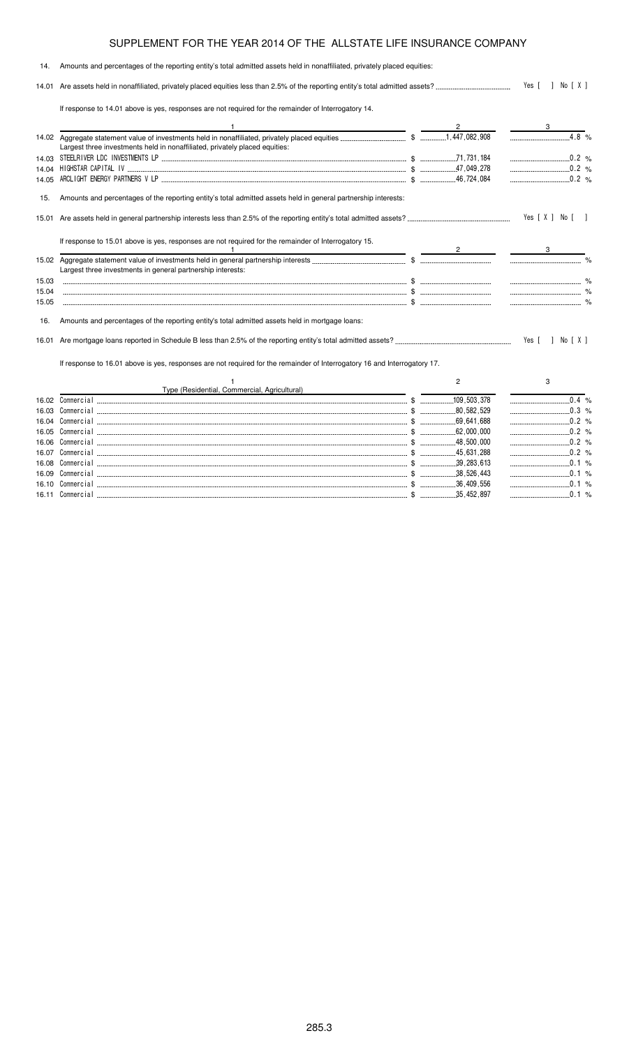# SUPPLEMENT FOR THE YEAR 2014 OF THE ALLSTATE LIFE INSURANCE COMPANY

14. Amounts and percentages of the reporting entity's total admitted assets held in nonaffiliated, privately placed equities:

14.01 Are assets held in nonaffiliated, privately placed equities less than 2.5% of the reporting entity's total admitted assets? Yes [ ] No [ X ]

If response to 14.01 above is yes, responses are not required for the remainder of Interrogatory 14.

| | 1 | 2 | 3 |
|---|---|---|---|
| 14.02 | Aggregate statement value of investments held in nonaffiliated, privately placed equities | $ 1,447,082,908 | 4.8 % |
| | Largest three investments held in nonaffiliated, privately placed equities: | | |
| 14.03 | STEELRIVER LDC INVESTMENTS LP | $ 71,731,184 | 0.2 % |
| 14.04 | HIGHSTAR CAPITAL IV | $ 47,049,278 | 0.2 % |
| 14.05 | ARCLIGHT ENERGY PARTNERS V LP | $ 46,724,084 | 0.2 % |

15. Amounts and percentages of the reporting entity's total admitted assets held in general partnership interests:

15.01 Are assets held in general partnership interests less than 2.5% of the reporting entity's total admitted assets? Yes [ X ] No [ ]

If response to 15.01 above is yes, responses are not required for the remainder of Interrogatory 15.

| | 1 | 2 | 3 |
|---|---|---|---|
| 15.02 | Aggregate statement value of investments held in general partnership interests | $ | % |
| | Largest three investments in general partnership interests: | | |
| 15.03 | | $ | % |
| 15.04 | | $ | % |
| 15.05 | | $ | % |

16. Amounts and percentages of the reporting entity's total admitted assets held in mortgage loans:

16.01 Are mortgage loans reported in Schedule B less than 2.5% of the reporting entity's total admitted assets? Yes [ ] No [ X ]

If response to 16.01 above is yes, responses are not required for the remainder of Interrogatory 16 and Interrogatory 17.

| | 1<br>Type (Residential, Commercial, Agricultural) | 2 | 3 |
|---|---|---|---|
| 16.02 | Commercial | $ 109,503,378 | 0.4 % |
| 16.03 | Commercial | $ 80,582,529 | 0.3 % |
| 16.04 | Commercial | $ 69,641,688 | 0.2 % |
| 16.05 | Commercial | $ 62,000,000 | 0.2 % |
| 16.06 | Commercial | $ 48,500,000 | 0.2 % |
| 16.07 | Commercial | $ 45,631,288 | 0.2 % |
| 16.08 | Commercial | $ 39,283,613 | 0.1 % |
| 16.09 | Commercial | $ 38,526,443 | 0.1 % |
| 16.10 | Commercial | $ 36,409,556 | 0.1 % |
| 16.11 | Commercial | $ 35,452,897 | 0.1 % |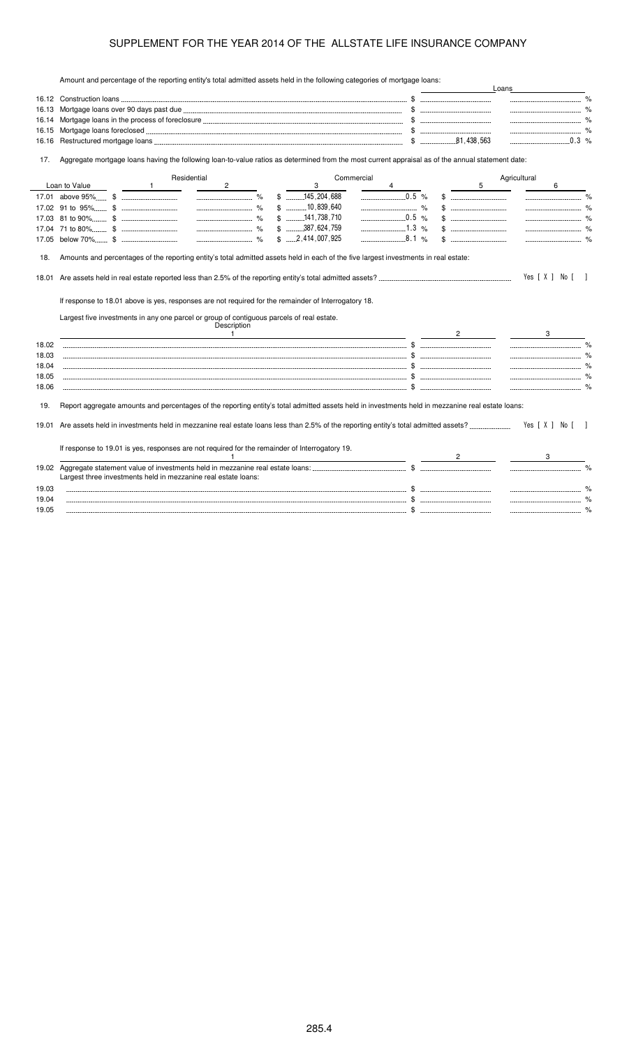# SUPPLEMENT FOR THE YEAR 2014 OF THE ALLSTATE LIFE INSURANCE COMPANY

Amount and percentage of the reporting entity's total admitted assets held in the following categories of mortgage loans:

| | | Loans | |
|---|---|---|---|
| 16.12 | Construction loans | $ | % |
| 16.13 | Mortgage loans over 90 days past due | $ | % |
| 16.14 | Mortgage loans in the process of foreclosure | $ | % |
| 16.15 | Mortgage loans foreclosed | $ | % |
| 16.16 | Restructured mortgage loans | $ 81,438,563 | 0.3 % |

17. Aggregate mortgage loans having the following loan-to-value ratios as determined from the most current appraisal as of the annual statement date:

| Loan to Value | Residential 1 | 2 | Commercial 3 | 4 | Agricultural 5 | 6 |
|---|---|---|---|---|---|---|
| 17.01 above 95% | $ | % | $ 145,204,688 | 0.5 % | $ | % |
| 17.02 91 to 95% | $ | % | $ 10,839,640 | % | $ | % |
| 17.03 81 to 90% | $ | % | $ 141,738,710 | 0.5 % | $ | % |
| 17.04 71 to 80% | $ | % | $ 387,624,759 | 1.3 % | $ | % |
| 17.05 below 70% | $ | % | $ 2,414,007,925 | 8.1 % | $ | % |

18. Amounts and percentages of the reporting entity's total admitted assets held in each of the five largest investments in real estate:

18.01 Are assets held in real estate reported less than 2.5% of the reporting entity's total admitted assets? Yes [ X ] No [ ]

If response to 18.01 above is yes, responses are not required for the remainder of Interrogatory 18.

Largest five investments in any one parcel or group of contiguous parcels of real estate.

| | Description 1 | 2 | 3 |
|---|---|---|---|
| 18.02 | | $ | % |
| 18.03 | | $ | % |
| 18.04 | | $ | % |
| 18.05 | | $ | % |
| 18.06 | | $ | % |

19. Report aggregate amounts and percentages of the reporting entity's total admitted assets held in investments held in mezzanine real estate loans:

19.01 Are assets held in investments held in mezzanine real estate loans less than 2.5% of the reporting entity's total admitted assets? Yes [ X ] No [ ]

If response to 19.01 is yes, responses are not required for the remainder of Interrogatory 19.

| | 1 | 2 | 3 |
|---|---|---|---|
| 19.02 | Aggregate statement value of investments held in mezzanine real estate loans: | $ | % |
| | Largest three investments held in mezzanine real estate loans: | | |
| 19.03 | | $ | % |
| 19.04 | | $ | % |
| 19.05 | | $ | % |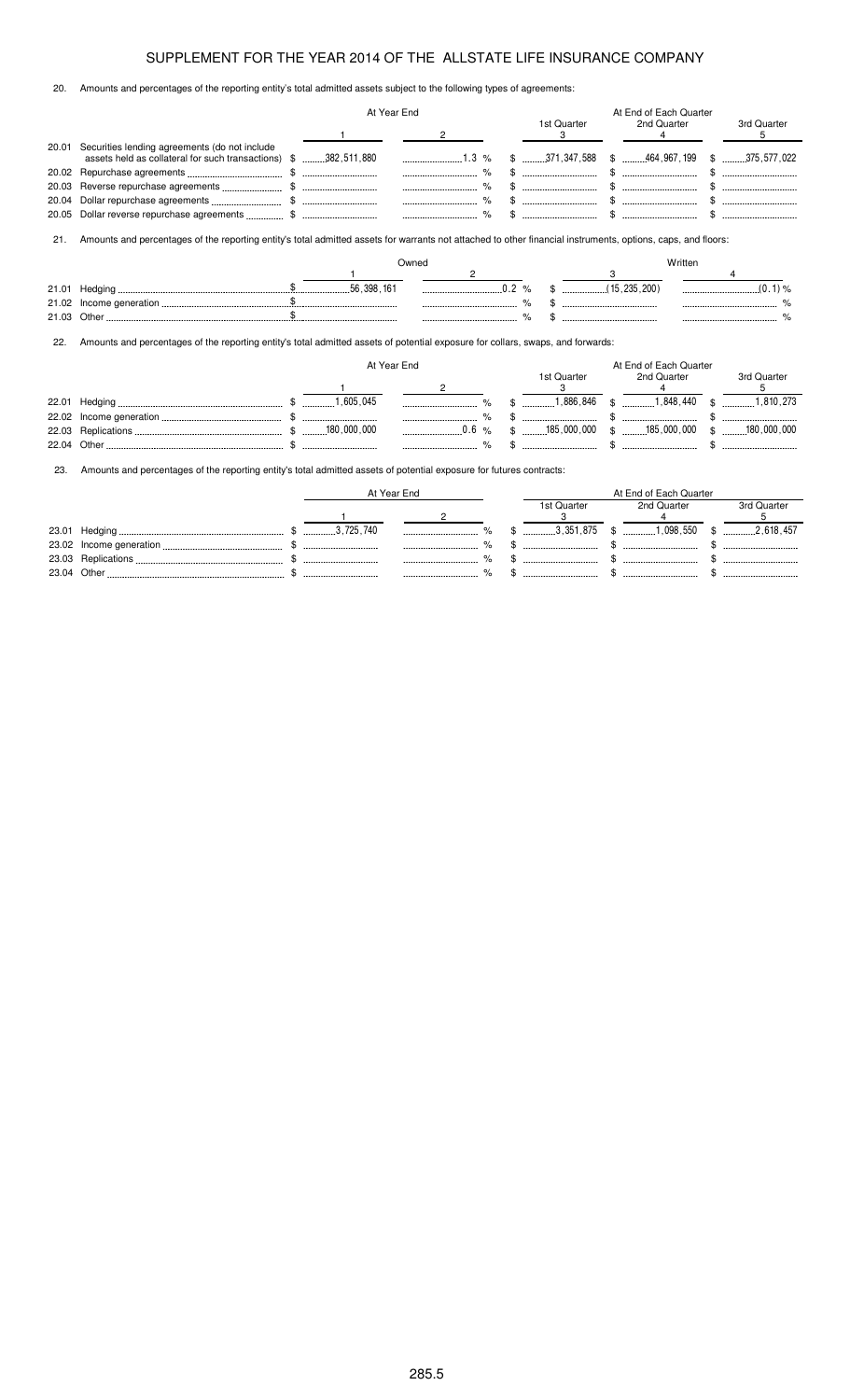## SUPPLEMENT FOR THE YEAR 2014 OF THE ALLSTATE LIFE INSURANCE COMPANY

20. Amounts and percentages of the reporting entity's total admitted assets subject to the following types of agreements:

| | At Year End | | At End of Each Quarter | | |
|---|---|---|---|---|---|
| | | | 1st Quarter | 2nd Quarter | 3rd Quarter |
| | 1 | 2 | 3 | 4 | 5 |
| 20.01 Securities lending agreements (do not include assets held as collateral for such transactions) | $ 382,511,880 | 1.3 % | $ 371,347,588 | $ 464,967,199 | $ 375,577,022 |
| 20.02 Repurchase agreements | $ | % | $ | $ | $ |
| 20.03 Reverse repurchase agreements | $ | % | $ | $ | $ |
| 20.04 Dollar repurchase agreements | $ | % | $ | $ | $ |
| 20.05 Dollar reverse repurchase agreements | $ | % | $ | $ | $ |

21. Amounts and percentages of the reporting entity's total admitted assets for warrants not attached to other financial instruments, options, caps, and floors:

| | Owned | | Written | |
|---|---|---|---|---|
| | 1 | 2 | 3 | 4 |
| 21.01 Hedging | $ 56,398,161 | 0.2 % | $ (15,235,200) | (0.1) % |
| 21.02 Income generation | $ | % | $ | % |
| 21.03 Other | $ | % | $ | % |

22. Amounts and percentages of the reporting entity's total admitted assets of potential exposure for collars, swaps, and forwards:

| | At Year End | | At End of Each Quarter | | |
|---|---|---|---|---|---|
| | | | 1st Quarter | 2nd Quarter | 3rd Quarter |
| | 1 | 2 | 3 | 4 | 5 |
| 22.01 Hedging | $ 1,605,045 | % | $ 1,886,846 | $ 1,848,440 | $ 1,810,273 |
| 22.02 Income generation | $ | % | $ | $ | $ |
| 22.03 Replications | $ 180,000,000 | 0.6 % | $ 185,000,000 | $ 185,000,000 | $ 180,000,000 |
| 22.04 Other | $ | % | $ | $ | $ |

23. Amounts and percentages of the reporting entity's total admitted assets of potential exposure for futures contracts:

| | At Year End | | At End of Each Quarter | | |
|---|---|---|---|---|---|
| | | | 1st Quarter | 2nd Quarter | 3rd Quarter |
| | 1 | 2 | 3 | 4 | 5 |
| 23.01 Hedging | $ 3,725,740 | % | $ 3,351,875 | $ 1,098,550 | $ 2,618,457 |
| 23.02 Income generation | $ | % | $ | $ | $ |
| 23.03 Replications | $ | % | $ | $ | $ |
| 23.04 Other | $ | % | $ | $ | $ |